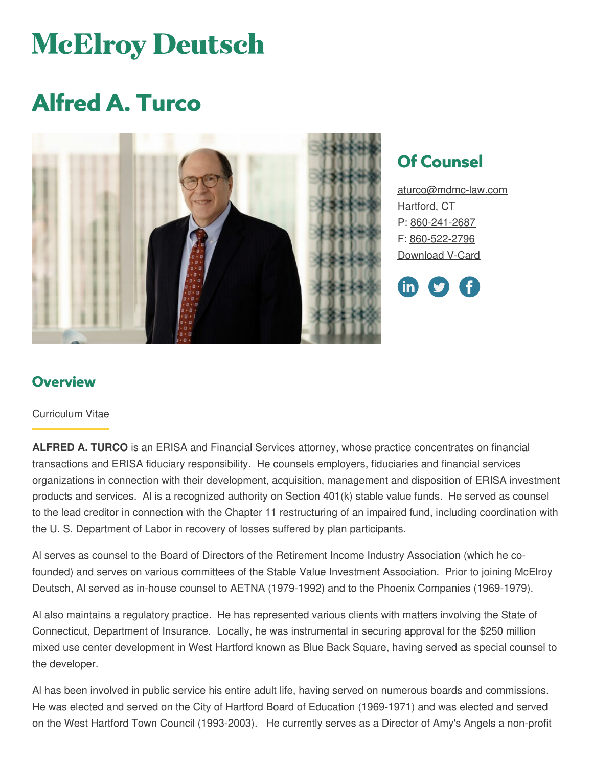# McElroy Deutsch

# Alfred A. Turco

## Of Counsel

aturco@mdmc-law.com
Hartford, CT
P: 860-241-2687
F: 860-522-2796
Download V-Card

## Overview

Curriculum Vitae

**ALFRED A. TURCO** is an ERISA and Financial Services attorney, whose practice concentrates on financial transactions and ERISA fiduciary responsibility. He counsels employers, fiduciaries and financial services organizations in connection with their development, acquisition, management and disposition of ERISA investment products and services. Al is a recognized authority on Section 401(k) stable value funds. He served as counsel to the lead creditor in connection with the Chapter 11 restructuring of an impaired fund, including coordination with the U. S. Department of Labor in recovery of losses suffered by plan participants.

Al serves as counsel to the Board of Directors of the Retirement Income Industry Association (which he co-founded) and serves on various committees of the Stable Value Investment Association. Prior to joining McElroy Deutsch, Al served as in-house counsel to AETNA (1979-1992) and to the Phoenix Companies (1969-1979).

Al also maintains a regulatory practice. He has represented various clients with matters involving the State of Connecticut, Department of Insurance. Locally, he was instrumental in securing approval for the $250 million mixed use center development in West Hartford known as Blue Back Square, having served as special counsel to the developer.

Al has been involved in public service his entire adult life, having served on numerous boards and commissions. He was elected and served on the City of Hartford Board of Education (1969-1971) and was elected and served on the West Hartford Town Council (1993-2003). He currently serves as a Director of Amy's Angels a non-profit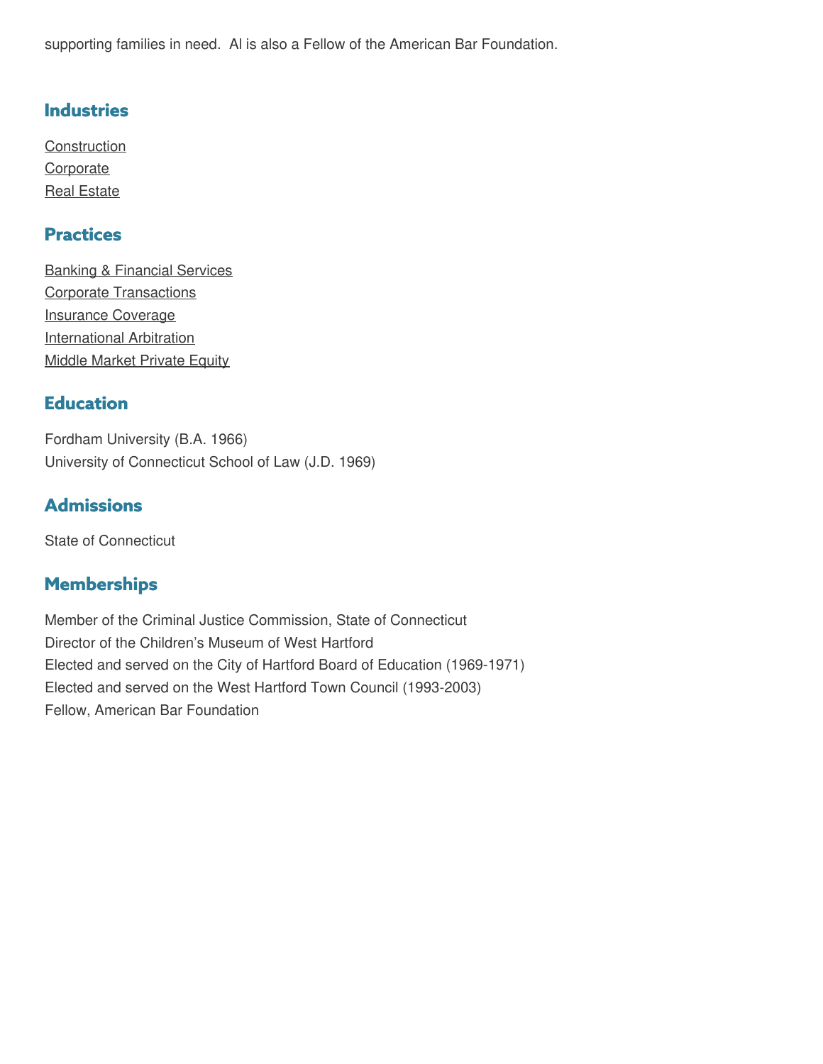supporting families in need. Al is also a Fellow of the American Bar Foundation.

## Industries

Construction
Corporate
Real Estate

## Practices

Banking & Financial Services
Corporate Transactions
Insurance Coverage
International Arbitration
Middle Market Private Equity

## Education

Fordham University (B.A. 1966)
University of Connecticut School of Law (J.D. 1969)

## Admissions

State of Connecticut

## Memberships

Member of the Criminal Justice Commission, State of Connecticut
Director of the Children's Museum of West Hartford
Elected and served on the City of Hartford Board of Education (1969-1971)
Elected and served on the West Hartford Town Council (1993-2003)
Fellow, American Bar Foundation